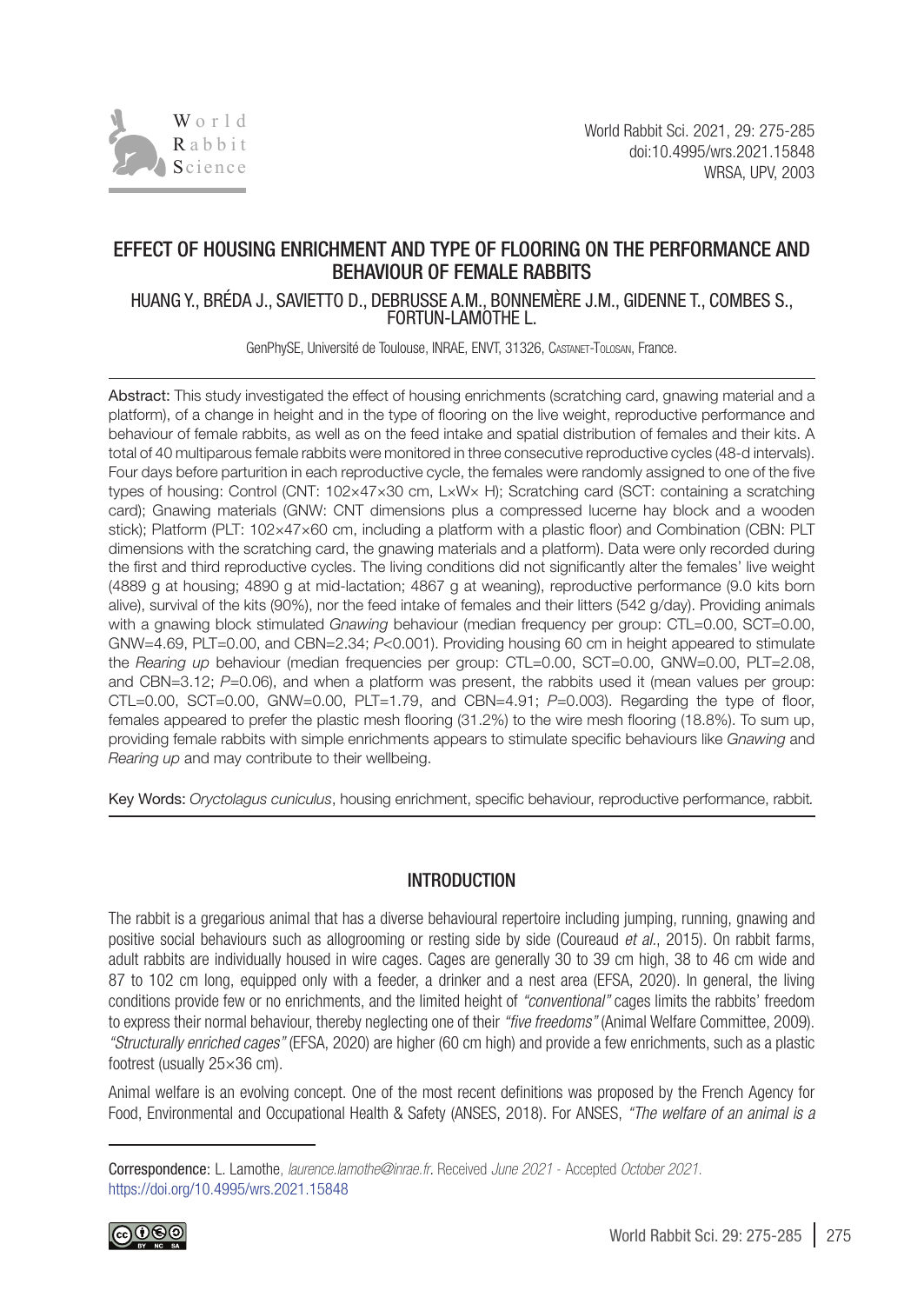# EFFECT OF HOUSING ENRICHMENT AND TYPE OF FLOORING ON THE PERFORMANCE AND BEHAVIOUR OF FEMALE RABBITS

HUANG Y., BRÉDA J., SAVIETTO D., DEBRUSSE A.M., BONNEMÈRE J.M., GIDENNE T., COMBES S., FORTUN-LAMOTHE L.

GenPhySE, Université de Toulouse, INRAE, ENVT, 31326, Castanet-Tolosan, France.

**Abstract:** This study investigated the effect of housing enrichments (scratching card, gnawing material and a platform), of a change in height and in the type of flooring on the live weight, reproductive performance and behaviour of female rabbits, as well as on the feed intake and spatial distribution of females and their kits. A total of 40 multiparous female rabbits were monitored in three consecutive reproductive cycles (48-d intervals). Four days before parturition in each reproductive cycle, the females were randomly assigned to one of the five types of housing: Control (CNT: 102×47×30 cm, L×W× H); Scratching card (SCT: containing a scratching card); Gnawing materials (GNW: CNT dimensions plus a compressed lucerne hay block and a wooden stick); Platform (PLT: 102×47×60 cm, including a platform with a plastic floor) and Combination (CBN: PLT dimensions with the scratching card, the gnawing materials and a platform). Data were only recorded during the first and third reproductive cycles. The living conditions did not significantly alter the females' live weight (4889 g at housing; 4890 g at mid-lactation; 4867 g at weaning), reproductive performance (9.0 kits born alive), survival of the kits (90%), nor the feed intake of females and their litters (542 g/day). Providing animals with a gnawing block stimulated *Gnawing* behaviour (median frequency per group: CTL=0.00, SCT=0.00, GNW=4.69, PLT=0.00, and CBN=2.34; $P<0.001$). Providing housing 60 cm in height appeared to stimulate the *Rearing up* behaviour (median frequencies per group: CTL=0.00, SCT=0.00, GNW=0.00, PLT=2.08, and CBN=3.12; $P=0.06$), and when a platform was present, the rabbits used it (mean values per group: CTL=0.00, SCT=0.00, GNW=0.00, PLT=1.79, and CBN=4.91; $P=0.003$). Regarding the type of floor, females appeared to prefer the plastic mesh flooring (31.2%) to the wire mesh flooring (18.8%). To sum up, providing female rabbits with simple enrichments appears to stimulate specific behaviours like *Gnawing* and *Rearing up* and may contribute to their wellbeing.

**Key Words:** *Oryctolagus cuniculus*, housing enrichment, specific behaviour, reproductive performance, rabbit.

## INTRODUCTION

The rabbit is a gregarious animal that has a diverse behavioural repertoire including jumping, running, gnawing and positive social behaviours such as allogrooming or resting side by side (Coureaud *et al.*, 2015). On rabbit farms, adult rabbits are individually housed in wire cages. Cages are generally 30 to 39 cm high, 38 to 46 cm wide and 87 to 102 cm long, equipped only with a feeder, a drinker and a nest area (EFSA, 2020). In general, the living conditions provide few or no enrichments, and the limited height of *"conventional"* cages limits the rabbits' freedom to express their normal behaviour, thereby neglecting one of their *"five freedoms"* (Animal Welfare Committee, 2009). *"Structurally enriched cages"* (EFSA, 2020) are higher (60 cm high) and provide a few enrichments, such as a plastic footrest (usually 25×36 cm).

Animal welfare is an evolving concept. One of the most recent definitions was proposed by the French Agency for Food, Environmental and Occupational Health & Safety (ANSES, 2018). For ANSES, *"The welfare of an animal is a*

Correspondence: L. Lamothe, *laurence.lamothe@inrae.fr*. Received *June 2021* - Accepted *October 2021*.
https://doi.org/10.4995/wrs.2021.15848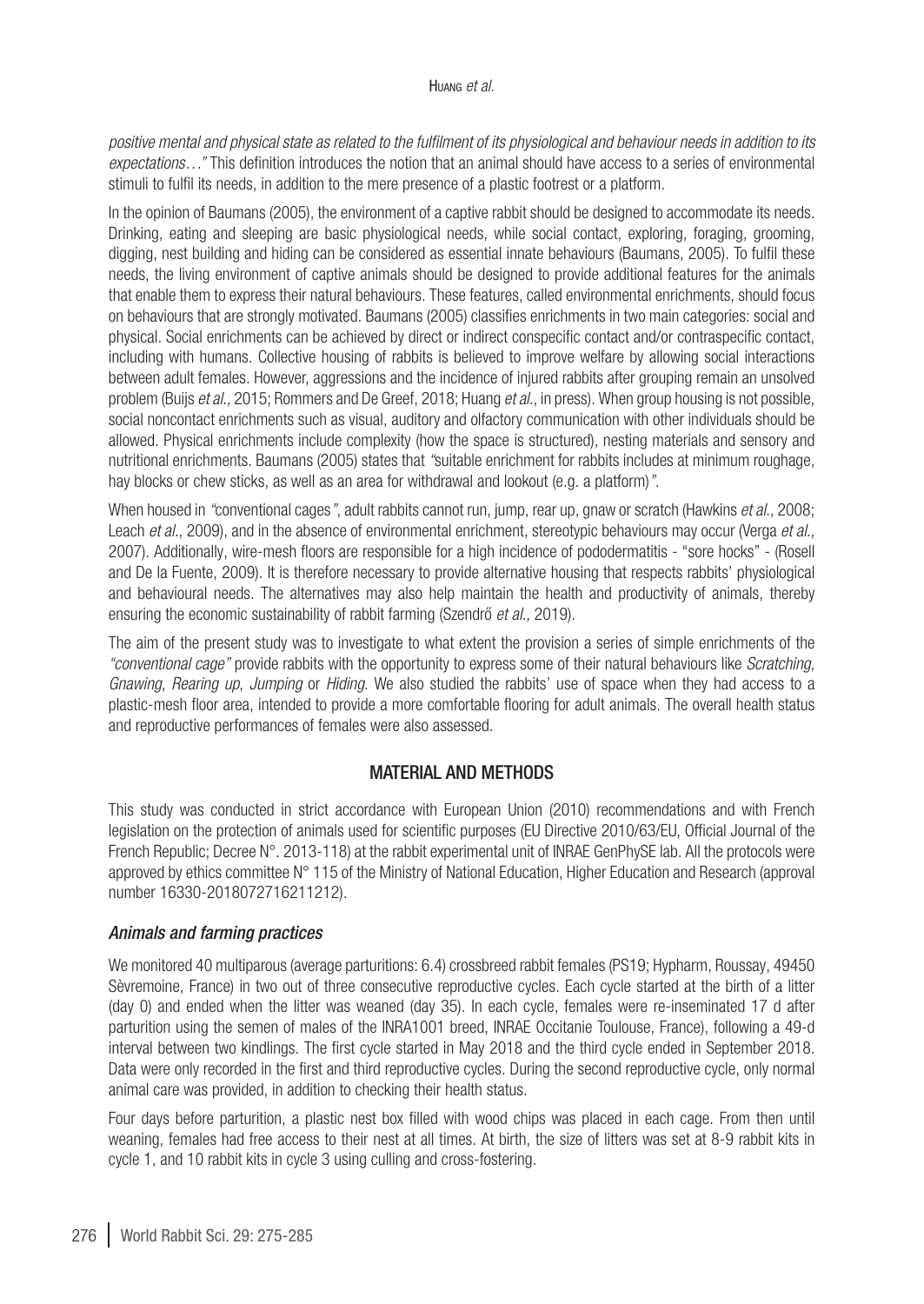*positive mental and physical state as related to the fulfilment of its physiological and behaviour needs in addition to its expectations…"* This definition introduces the notion that an animal should have access to a series of environmental stimuli to fulfil its needs, in addition to the mere presence of a plastic footrest or a platform.

In the opinion of Baumans (2005), the environment of a captive rabbit should be designed to accommodate its needs. Drinking, eating and sleeping are basic physiological needs, while social contact, exploring, foraging, grooming, digging, nest building and hiding can be considered as essential innate behaviours (Baumans, 2005). To fulfil these needs, the living environment of captive animals should be designed to provide additional features for the animals that enable them to express their natural behaviours. These features, called environmental enrichments, should focus on behaviours that are strongly motivated. Baumans (2005) classifies enrichments in two main categories: social and physical. Social enrichments can be achieved by direct or indirect conspecific contact and/or contraspecific contact, including with humans. Collective housing of rabbits is believed to improve welfare by allowing social interactions between adult females. However, aggressions and the incidence of injured rabbits after grouping remain an unsolved problem (Buijs *et al.,* 2015; Rommers and De Greef, 2018; Huang *et al.*, in press). When group housing is not possible, social noncontact enrichments such as visual, auditory and olfactory communication with other individuals should be allowed. Physical enrichments include complexity (how the space is structured), nesting materials and sensory and nutritional enrichments. Baumans (2005) states that *"*suitable enrichment for rabbits includes at minimum roughage, hay blocks or chew sticks, as well as an area for withdrawal and lookout (e.g. a platform)*"*.

When housed in *"*conventional cages*"*, adult rabbits cannot run, jump, rear up, gnaw or scratch (Hawkins *et al.*, 2008; Leach *et al.*, 2009), and in the absence of environmental enrichment, stereotypic behaviours may occur (Verga *et al.,* 2007). Additionally, wire-mesh floors are responsible for a high incidence of pododermatitis - "sore hocks" - (Rosell and De la Fuente, 2009). It is therefore necessary to provide alternative housing that respects rabbits' physiological and behavioural needs. The alternatives may also help maintain the health and productivity of animals, thereby ensuring the economic sustainability of rabbit farming (Szendrő *et al.,* 2019).

The aim of the present study was to investigate to what extent the provision a series of simple enrichments of the *"conventional cage"* provide rabbits with the opportunity to express some of their natural behaviours like *Scratching*, *Gnawing*, *Rearing up*, *Jumping* or *Hiding*. We also studied the rabbits' use of space when they had access to a plastic-mesh floor area, intended to provide a more comfortable flooring for adult animals. The overall health status and reproductive performances of females were also assessed.

## MATERIAL AND METHODS

This study was conducted in strict accordance with European Union (2010) recommendations and with French legislation on the protection of animals used for scientific purposes (EU Directive 2010/63/EU, Official Journal of the French Republic; Decree N°. 2013-118) at the rabbit experimental unit of INRAE GenPhySE lab. All the protocols were approved by ethics committee N° 115 of the Ministry of National Education, Higher Education and Research (approval number 16330-2018072716211212).

### *Animals and farming practices*

We monitored 40 multiparous (average parturitions: 6.4) crossbreed rabbit females (PS19; Hypharm, Roussay, 49450 Sèvremoine, France) in two out of three consecutive reproductive cycles. Each cycle started at the birth of a litter (day 0) and ended when the litter was weaned (day 35). In each cycle, females were re-inseminated 17 d after parturition using the semen of males of the INRA1001 breed, INRAE Occitanie Toulouse, France), following a 49-d interval between two kindlings. The first cycle started in May 2018 and the third cycle ended in September 2018. Data were only recorded in the first and third reproductive cycles. During the second reproductive cycle, only normal animal care was provided, in addition to checking their health status.

Four days before parturition, a plastic nest box filled with wood chips was placed in each cage. From then until weaning, females had free access to their nest at all times. At birth, the size of litters was set at 8-9 rabbit kits in cycle 1, and 10 rabbit kits in cycle 3 using culling and cross-fostering.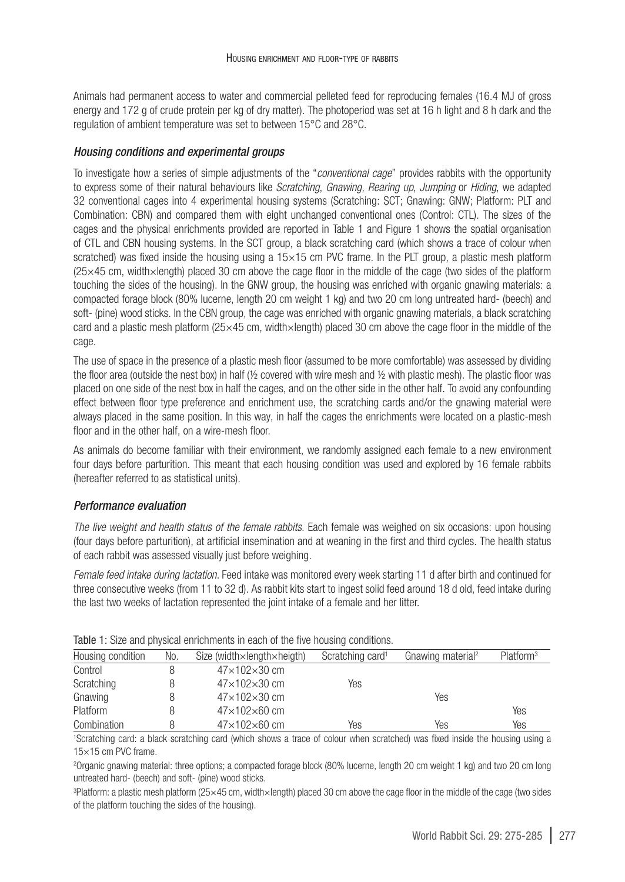Animals had permanent access to water and commercial pelleted feed for reproducing females (16.4 MJ of gross energy and 172 g of crude protein per kg of dry matter). The photoperiod was set at 16 h light and 8 h dark and the regulation of ambient temperature was set to between 15°C and 28°C.

### *Housing conditions and experimental groups*

To investigate how a series of simple adjustments of the "*conventional cage*" provides rabbits with the opportunity to express some of their natural behaviours like *Scratching*, *Gnawing*, *Rearing up*, *Jumping* or *Hiding*, we adapted 32 conventional cages into 4 experimental housing systems (Scratching: SCT; Gnawing: GNW; Platform: PLT and Combination: CBN) and compared them with eight unchanged conventional ones (Control: CTL). The sizes of the cages and the physical enrichments provided are reported in Table 1 and Figure 1 shows the spatial organisation of CTL and CBN housing systems. In the SCT group, a black scratching card (which shows a trace of colour when scratched) was fixed inside the housing using a 15×15 cm PVC frame. In the PLT group, a plastic mesh platform (25×45 cm, width×length) placed 30 cm above the cage floor in the middle of the cage (two sides of the platform touching the sides of the housing). In the GNW group, the housing was enriched with organic gnawing materials: a compacted forage block (80% lucerne, length 20 cm weight 1 kg) and two 20 cm long untreated hard- (beech) and soft- (pine) wood sticks. In the CBN group, the cage was enriched with organic gnawing materials, a black scratching card and a plastic mesh platform (25×45 cm, width×length) placed 30 cm above the cage floor in the middle of the cage.

The use of space in the presence of a plastic mesh floor (assumed to be more comfortable) was assessed by dividing the floor area (outside the nest box) in half (½ covered with wire mesh and ½ with plastic mesh). The plastic floor was placed on one side of the nest box in half the cages, and on the other side in the other half. To avoid any confounding effect between floor type preference and enrichment use, the scratching cards and/or the gnawing material were always placed in the same position. In this way, in half the cages the enrichments were located on a plastic-mesh floor and in the other half, on a wire-mesh floor.

As animals do become familiar with their environment, we randomly assigned each female to a new environment four days before parturition. This meant that each housing condition was used and explored by 16 female rabbits (hereafter referred to as statistical units).

### *Performance evaluation*

*The live weight and health status of the female rabbits*. Each female was weighed on six occasions: upon housing (four days before parturition), at artificial insemination and at weaning in the first and third cycles. The health status of each rabbit was assessed visually just before weighing.

*Female feed intake during lactation*. Feed intake was monitored every week starting 11 d after birth and continued for three consecutive weeks (from 11 to 32 d). As rabbit kits start to ingest solid feed around 18 d old, feed intake during the last two weeks of lactation represented the joint intake of a female and her litter.

Table 1: Size and physical enrichments in each of the five housing conditions.

| Housing condition | No. | Size (width×length×heigth) | Scratching card[1] | Gnawing material[2] | Platform[3] |
|---|---|---|---|---|---|
| Control | 8 | 47×102×30 cm | | | |
| Scratching | 8 | 47×102×30 cm | Yes | | |
| Gnawing | 8 | 47×102×30 cm | | Yes | |
| Platform | 8 | 47×102×60 cm | | | Yes |
| Combination | 8 | 47×102×60 cm | Yes | Yes | Yes |

[1]Scratching card: a black scratching card (which shows a trace of colour when scratched) was fixed inside the housing using a 15×15 cm PVC frame.

[2]Organic gnawing material: three options; a compacted forage block (80% lucerne, length 20 cm weight 1 kg) and two 20 cm long untreated hard- (beech) and soft- (pine) wood sticks.

[3]Platform: a plastic mesh platform (25×45 cm, width×length) placed 30 cm above the cage floor in the middle of the cage (two sides of the platform touching the sides of the housing).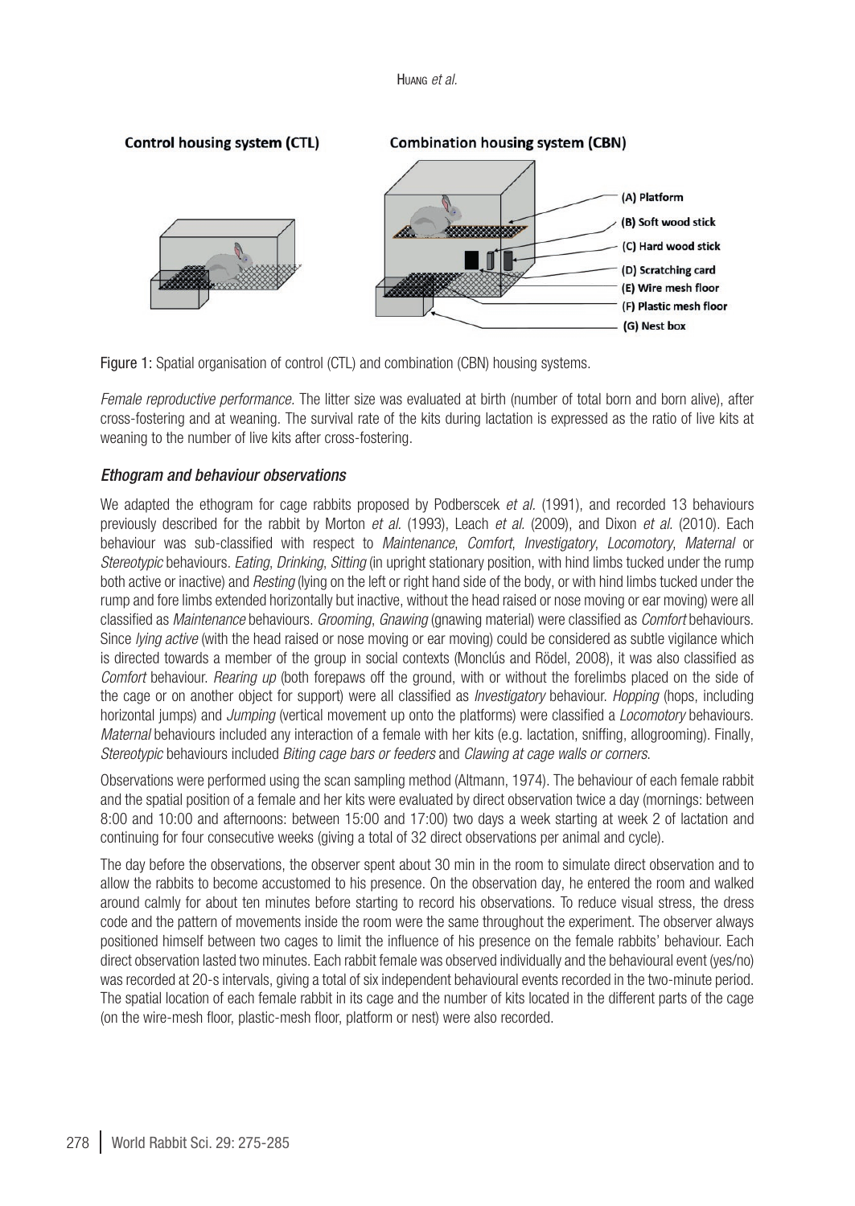Figure 1: Spatial organisation of control (CTL) and combination (CBN) housing systems.

*Female reproductive performance.* The litter size was evaluated at birth (number of total born and born alive), after cross-fostering and at weaning. The survival rate of the kits during lactation is expressed as the ratio of live kits at weaning to the number of live kits after cross-fostering.

### *Ethogram and behaviour observations*

We adapted the ethogram for cage rabbits proposed by Podberscek *et al.* (1991), and recorded 13 behaviours previously described for the rabbit by Morton *et al.* (1993), Leach *et al.* (2009), and Dixon *et al.* (2010). Each behaviour was sub-classified with respect to *Maintenance*, *Comfort*, *Investigatory*, *Locomotory*, *Maternal* or *Stereotypic* behaviours. *Eating*, *Drinking*, *Sitting* (in upright stationary position, with hind limbs tucked under the rump both active or inactive) and *Resting* (lying on the left or right hand side of the body, or with hind limbs tucked under the rump and fore limbs extended horizontally but inactive, without the head raised or nose moving or ear moving) were all classified as *Maintenance* behaviours. *Grooming*, *Gnawing* (gnawing material) were classified as *Comfort* behaviours. Since *lying active* (with the head raised or nose moving or ear moving) could be considered as subtle vigilance which is directed towards a member of the group in social contexts (Monclús and Rödel, 2008), it was also classified as *Comfort* behaviour. *Rearing up* (both forepaws off the ground, with or without the forelimbs placed on the side of the cage or on another object for support) were all classified as *Investigatory* behaviour. *Hopping* (hops, including horizontal jumps) and *Jumping* (vertical movement up onto the platforms) were classified a *Locomotory* behaviours. *Maternal* behaviours included any interaction of a female with her kits (e.g. lactation, sniffing, allogrooming). Finally, *Stereotypic* behaviours included *Biting cage bars or feeders* and *Clawing at cage walls or corners*.

Observations were performed using the scan sampling method (Altmann, 1974). The behaviour of each female rabbit and the spatial position of a female and her kits were evaluated by direct observation twice a day (mornings: between 8:00 and 10:00 and afternoons: between 15:00 and 17:00) two days a week starting at week 2 of lactation and continuing for four consecutive weeks (giving a total of 32 direct observations per animal and cycle).

The day before the observations, the observer spent about 30 min in the room to simulate direct observation and to allow the rabbits to become accustomed to his presence. On the observation day, he entered the room and walked around calmly for about ten minutes before starting to record his observations. To reduce visual stress, the dress code and the pattern of movements inside the room were the same throughout the experiment. The observer always positioned himself between two cages to limit the influence of his presence on the female rabbits' behaviour. Each direct observation lasted two minutes. Each rabbit female was observed individually and the behavioural event (yes/no) was recorded at 20-s intervals, giving a total of six independent behavioural events recorded in the two-minute period. The spatial location of each female rabbit in its cage and the number of kits located in the different parts of the cage (on the wire-mesh floor, plastic-mesh floor, platform or nest) were also recorded.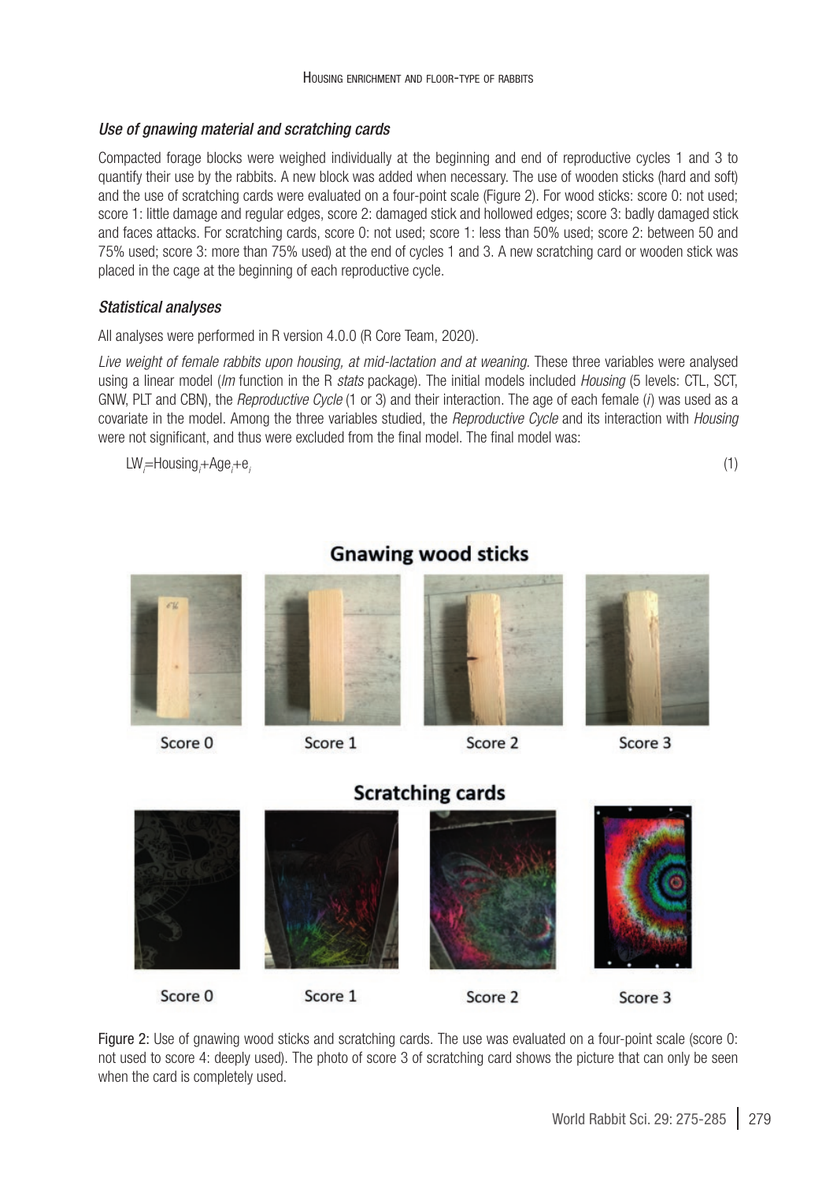### *Use of gnawing material and scratching cards*

Compacted forage blocks were weighed individually at the beginning and end of reproductive cycles 1 and 3 to quantify their use by the rabbits. A new block was added when necessary. The use of wooden sticks (hard and soft) and the use of scratching cards were evaluated on a four-point scale (Figure 2). For wood sticks: score 0: not used; score 1: little damage and regular edges, score 2: damaged stick and hollowed edges; score 3: badly damaged stick and faces attacks. For scratching cards, score 0: not used; score 1: less than 50% used; score 2: between 50 and 75% used; score 3: more than 75% used) at the end of cycles 1 and 3. A new scratching card or wooden stick was placed in the cage at the beginning of each reproductive cycle.

### *Statistical analyses*

All analyses were performed in R version 4.0.0 (R Core Team, 2020).

*Live weight of female rabbits upon housing, at mid-lactation and at weaning.* These three variables were analysed using a linear model (*lm* function in the R *stats* package). The initial models included *Housing* (5 levels: CTL, SCT, GNW, PLT and CBN), the *Reproductive Cycle* (1 or 3) and their interaction. The age of each female ($i$) was used as a covariate in the model. Among the three variables studied, the *Reproductive Cycle* and its interaction with *Housing* were not significant, and thus were excluded from the final model. The final model was:

$$LW_i = Housing_i + Age_i + e_i \quad (1)$$

Figure 2: Use of gnawing wood sticks and scratching cards. The use was evaluated on a four-point scale (score 0: not used to score 4: deeply used). The photo of score 3 of scratching card shows the picture that can only be seen when the card is completely used.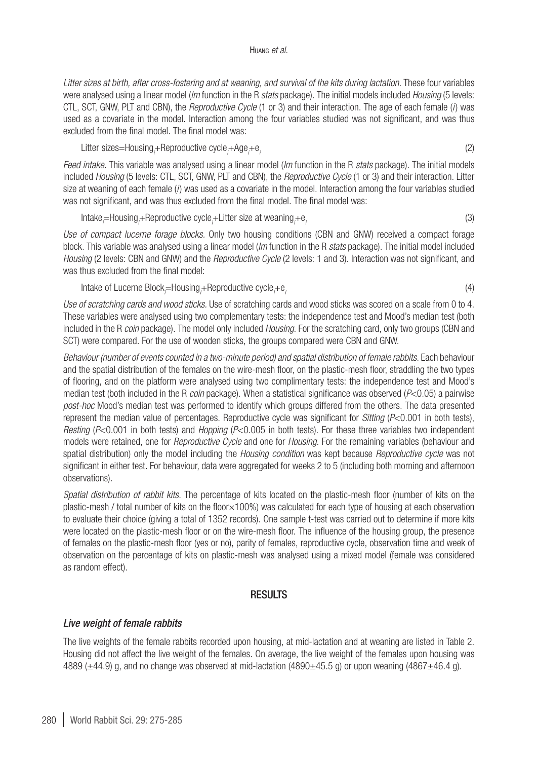*Litter sizes at birth, after cross-fostering and at weaning, and survival of the kits during lactation.* These four variables were analysed using a linear model (*lm* function in the R *stats* package). The initial models included *Housing* (5 levels: CTL, SCT, GNW, PLT and CBN), the *Reproductive Cycle* (1 or 3) and their interaction. The age of each female (*i*) was used as a covariate in the model. Interaction among the four variables studied was not significant, and was thus excluded from the final model. The final model was:

$$\text{Litter sizes} = \text{Housing}_i + \text{Reproductive cycle}_i + \text{Age}_i + e_i \quad (2)$$

*Feed intake.* This variable was analysed using a linear model (*lm* function in the R *stats* package). The initial models included *Housing* (5 levels: CTL, SCT, GNW, PLT and CBN), the *Reproductive Cycle* (1 or 3) and their interaction. Litter size at weaning of each female (*i*) was used as a covariate in the model. Interaction among the four variables studied was not significant, and was thus excluded from the final model. The final model was:

$$\text{Intake}_i = \text{Housing}_i + \text{Reproductive cycle}_i + \text{Litter size at weaning}_i + e_i \quad (3)$$

*Use of compact lucerne forage blocks.* Only two housing conditions (CBN and GNW) received a compact forage block. This variable was analysed using a linear model (*lm* function in the R *stats* package). The initial model included *Housing* (2 levels: CBN and GNW) and the *Reproductive Cycle* (2 levels: 1 and 3). Interaction was not significant, and was thus excluded from the final model:

$$\text{Intake of Lucerne Block}_i = \text{Housing}_i + \text{Reproductive cycle}_i + e_i \quad (4)$$

*Use of scratching cards and wood sticks.* Use of scratching cards and wood sticks was scored on a scale from 0 to 4. These variables were analysed using two complementary tests: the independence test and Mood's median test (both included in the R *coin* package). The model only included *Housing*. For the scratching card, only two groups (CBN and SCT) were compared. For the use of wooden sticks, the groups compared were CBN and GNW.

*Behaviour (number of events counted in a two-minute period) and spatial distribution of female rabbits.* Each behaviour and the spatial distribution of the females on the wire-mesh floor, on the plastic-mesh floor, straddling the two types of flooring, and on the platform were analysed using two complimentary tests: the independence test and Mood's median test (both included in the R *coin* package). When a statistical significance was observed ($P<0.05$) a pairwise *post-hoc* Mood's median test was performed to identify which groups differed from the others. The data presented represent the median value of percentages. Reproductive cycle was significant for *Sitting* ($P<0.001$ in both tests), *Resting* ($P<0.001$ in both tests) and *Hopping* ($P<0.005$ in both tests). For these three variables two independent models were retained, one for *Reproductive Cycle* and one for *Housing*. For the remaining variables (behaviour and spatial distribution) only the model including the *Housing condition* was kept because *Reproductive cycle* was not significant in either test. For behaviour, data were aggregated for weeks 2 to 5 (including both morning and afternoon observations).

*Spatial distribution of rabbit kits.* The percentage of kits located on the plastic-mesh floor (number of kits on the plastic-mesh / total number of kits on the floor×100%) was calculated for each type of housing at each observation to evaluate their choice (giving a total of 1352 records). One sample t-test was carried out to determine if more kits were located on the plastic-mesh floor or on the wire-mesh floor. The influence of the housing group, the presence of females on the plastic-mesh floor (yes or no), parity of females, reproductive cycle, observation time and week of observation on the percentage of kits on plastic-mesh was analysed using a mixed model (female was considered as random effect).

## RESULTS

### *Live weight of female rabbits*

The live weights of the female rabbits recorded upon housing, at mid-lactation and at weaning are listed in Table 2. Housing did not affect the live weight of the females. On average, the live weight of the females upon housing was 4889 (±44.9) g, and no change was observed at mid-lactation (4890±45.5 g) or upon weaning (4867±46.4 g).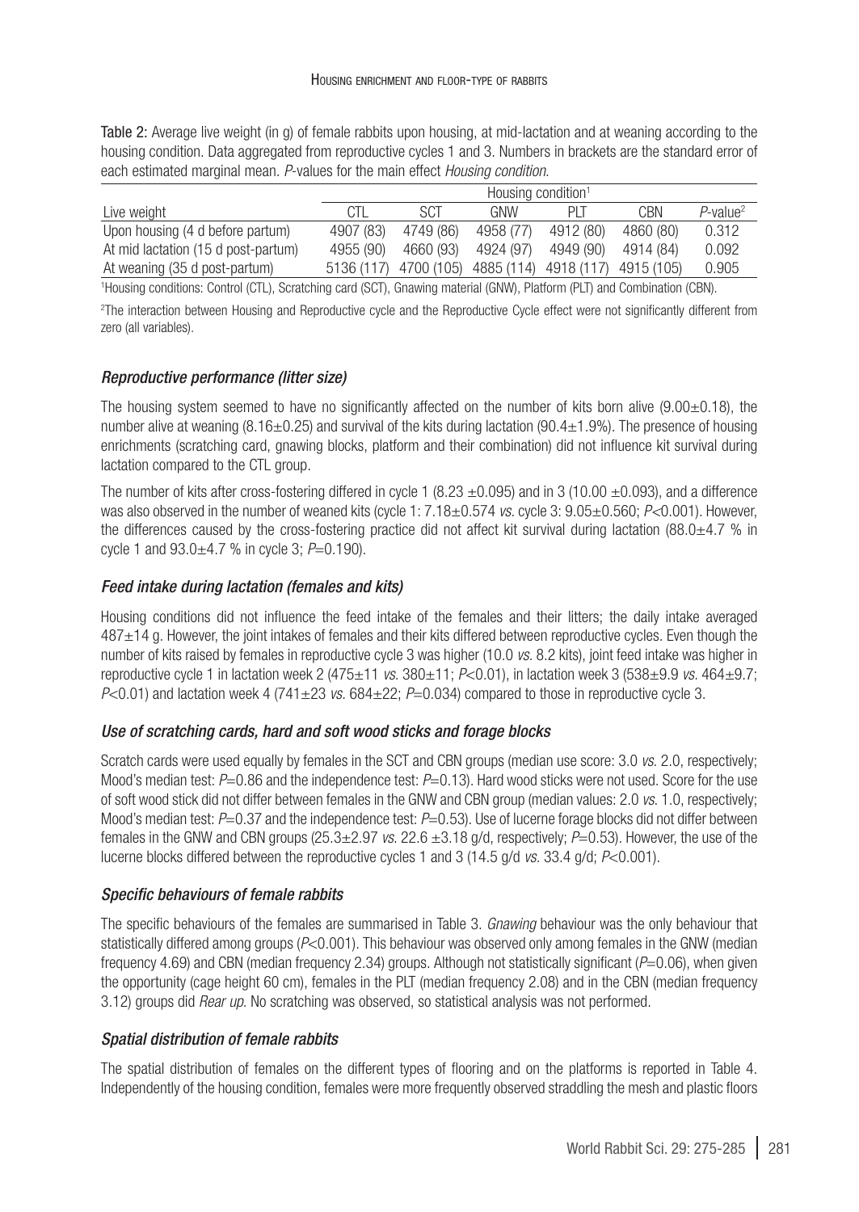**Table 2:** Average live weight (in g) of female rabbits upon housing, at mid-lactation and at weaning according to the housing condition. Data aggregated from reproductive cycles 1 and 3. Numbers in brackets are the standard error of each estimated marginal mean. *P*-values for the main effect *Housing condition*.

| | Housing condition[1] | | | | | |
|---|---|---|---|---|---|---|
| Live weight | CTL | SCT | GNW | PLT | CBN | *P*-value[2] |
| Upon housing (4 d before partum) | 4907 (83) | 4749 (86) | 4958 (77) | 4912 (80) | 4860 (80) | 0.312 |
| At mid lactation (15 d post-partum) | 4955 (90) | 4660 (93) | 4924 (97) | 4949 (90) | 4914 (84) | 0.092 |
| At weaning (35 d post-partum) | 5136 (117) | 4700 (105) | 4885 (114) | 4918 (117) | 4915 (105) | 0.905 |

[1]Housing conditions: Control (CTL), Scratching card (SCT), Gnawing material (GNW), Platform (PLT) and Combination (CBN).

[2]The interaction between Housing and Reproductive cycle and the Reproductive Cycle effect were not significantly different from zero (all variables).

### *Reproductive performance (litter size)*

The housing system seemed to have no significantly affected on the number of kits born alive (9.00±0.18), the number alive at weaning (8.16±0.25) and survival of the kits during lactation (90.4±1.9%). The presence of housing enrichments (scratching card, gnawing blocks, platform and their combination) did not influence kit survival during lactation compared to the CTL group.

The number of kits after cross-fostering differed in cycle 1 (8.23 ±0.095) and in 3 (10.00 ±0.093), and a difference was also observed in the number of weaned kits (cycle 1: 7.18±0.574 *vs.* cycle 3: 9.05±0.560; $P<0.001$). However, the differences caused by the cross-fostering practice did not affect kit survival during lactation (88.0±4.7 % in cycle 1 and 93.0±4.7 % in cycle 3; $P=0.190$).

### *Feed intake during lactation (females and kits)*

Housing conditions did not influence the feed intake of the females and their litters; the daily intake averaged 487±14 g. However, the joint intakes of females and their kits differed between reproductive cycles. Even though the number of kits raised by females in reproductive cycle 3 was higher (10.0 *vs.* 8.2 kits), joint feed intake was higher in reproductive cycle 1 in lactation week 2 (475±11 *vs.* 380±11; $P<0.01$), in lactation week 3 (538±9.9 *vs.* 464±9.7; $P<0.01$) and lactation week 4 (741±23 *vs.* 684±22; $P=0.034$) compared to those in reproductive cycle 3.

### *Use of scratching cards, hard and soft wood sticks and forage blocks*

Scratch cards were used equally by females in the SCT and CBN groups (median use score: 3.0 *vs.* 2.0, respectively; Mood's median test: $P=0.86$ and the independence test: $P=0.13$). Hard wood sticks were not used. Score for the use of soft wood stick did not differ between females in the GNW and CBN group (median values: 2.0 *vs.* 1.0, respectively; Mood's median test: $P=0.37$ and the independence test: $P=0.53$). Use of lucerne forage blocks did not differ between females in the GNW and CBN groups (25.3±2.97 *vs.* 22.6 ±3.18 g/d, respectively; $P=0.53$). However, the use of the lucerne blocks differed between the reproductive cycles 1 and 3 (14.5 g/d *vs.* 33.4 g/d; $P<0.001$).

### *Specific behaviours of female rabbits*

The specific behaviours of the females are summarised in Table 3. *Gnawing* behaviour was the only behaviour that statistically differed among groups ($P<0.001$). This behaviour was observed only among females in the GNW (median frequency 4.69) and CBN (median frequency 2.34) groups. Although not statistically significant ($P=0.06$), when given the opportunity (cage height 60 cm), females in the PLT (median frequency 2.08) and in the CBN (median frequency 3.12) groups did *Rear up*. No scratching was observed, so statistical analysis was not performed.

### *Spatial distribution of female rabbits*

The spatial distribution of females on the different types of flooring and on the platforms is reported in Table 4. Independently of the housing condition, females were more frequently observed straddling the mesh and plastic floors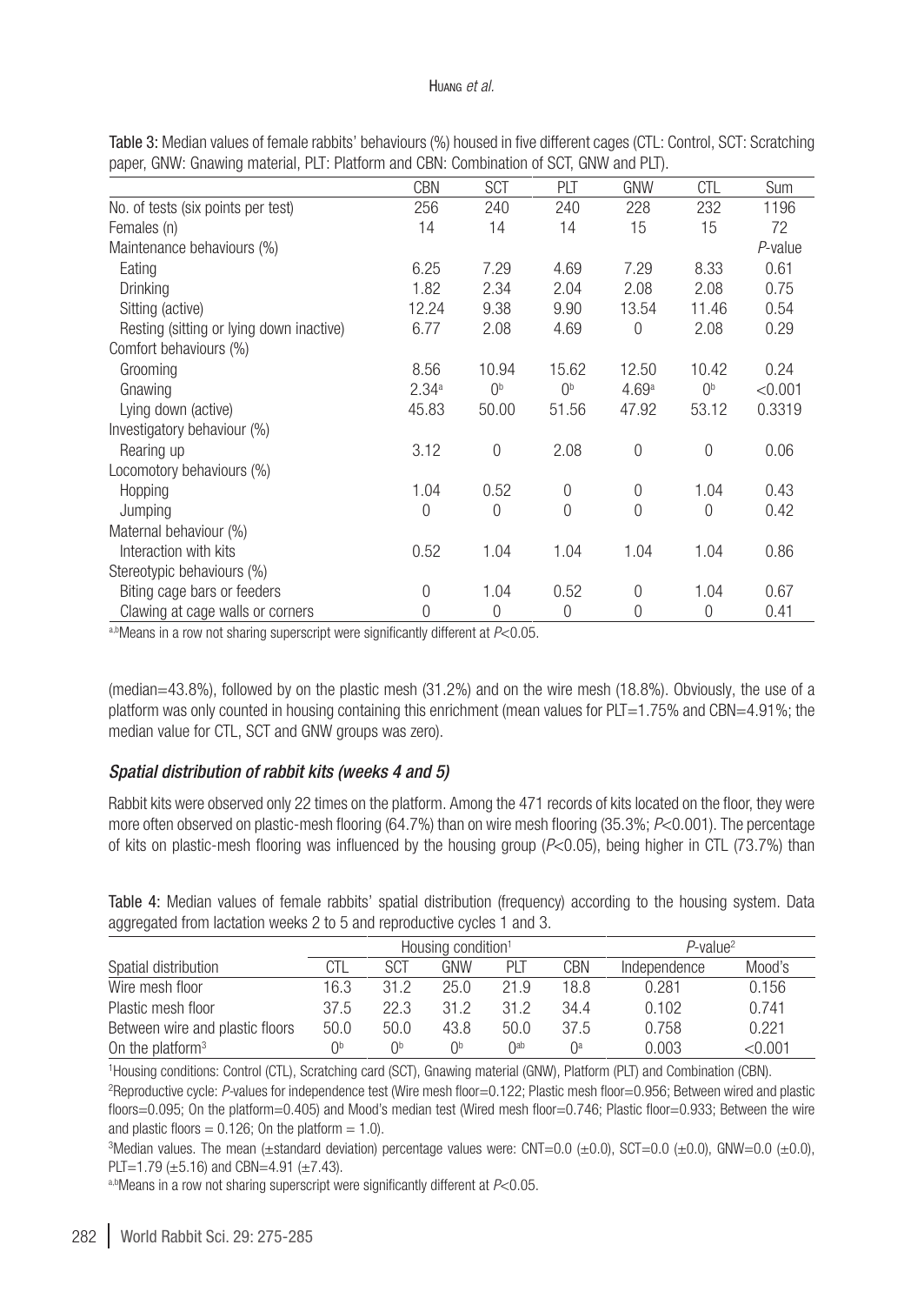Table 3: Median values of female rabbits' behaviours (%) housed in five different cages (CTL: Control, SCT: Scratching paper, GNW: Gnawing material, PLT: Platform and CBN: Combination of SCT, GNW and PLT).

| | CBN | SCT | PLT | GNW | CTL | Sum |
|---|---|---|---|---|---|---|
| No. of tests (six points per test) | 256 | 240 | 240 | 228 | 232 | 1196 |
| Females (n) | 14 | 14 | 14 | 15 | 15 | 72 |
| Maintenance behaviours (%) | | | | | | *P*-value |
| Eating | 6.25 | 7.29 | 4.69 | 7.29 | 8.33 | 0.61 |
| Drinking | 1.82 | 2.34 | 2.04 | 2.08 | 2.08 | 0.75 |
| Sitting (active) | 12.24 | 9.38 | 9.90 | 13.54 | 11.46 | 0.54 |
| Resting (sitting or lying down inactive) | 6.77 | 2.08 | 4.69 | 0 | 2.08 | 0.29 |
| Comfort behaviours (%) | | | | | | |
| Grooming | 8.56 | 10.94 | 15.62 | 12.50 | 10.42 | 0.24 |
| Gnawing | 2.34[a] | 0[b] | 0[b] | 4.69[a] | 0[b] | <0.001 |
| Lying down (active) | 45.83 | 50.00 | 51.56 | 47.92 | 53.12 | 0.3319 |
| Investigatory behaviour (%) | | | | | | |
| Rearing up | 3.12 | 0 | 2.08 | 0 | 0 | 0.06 |
| Locomotory behaviours (%) | | | | | | |
| Hopping | 1.04 | 0.52 | 0 | 0 | 1.04 | 0.43 |
| Jumping | 0 | 0 | 0 | 0 | 0 | 0.42 |
| Maternal behaviour (%) | | | | | | |
| Interaction with kits | 0.52 | 1.04 | 1.04 | 1.04 | 1.04 | 0.86 |
| Stereotypic behaviours (%) | | | | | | |
| Biting cage bars or feeders | 0 | 1.04 | 0.52 | 0 | 1.04 | 0.67 |
| Clawing at cage walls or corners | 0 | 0 | 0 | 0 | 0 | 0.41 |

[a,b]Means in a row not sharing superscript were significantly different at $P<0.05$.

(median=43.8%), followed by on the plastic mesh (31.2%) and on the wire mesh (18.8%). Obviously, the use of a platform was only counted in housing containing this enrichment (mean values for PLT=1.75% and CBN=4.91%; the median value for CTL, SCT and GNW groups was zero).

### *Spatial distribution of rabbit kits (weeks 4 and 5)*

Rabbit kits were observed only 22 times on the platform. Among the 471 records of kits located on the floor, they were more often observed on plastic-mesh flooring (64.7%) than on wire mesh flooring (35.3%; $P<0.001$). The percentage of kits on plastic-mesh flooring was influenced by the housing group ($P<0.05$), being higher in CTL (73.7%) than

Table 4: Median values of female rabbits' spatial distribution (frequency) according to the housing system. Data aggregated from lactation weeks 2 to 5 and reproductive cycles 1 and 3.

| | Housing condition[1] | | | | | *P*-value[2] | |
|---|---|---|---|---|---|---|---|
| Spatial distribution | CTL | SCT | GNW | PLT | CBN | Independence | Mood's |
| Wire mesh floor | 16.3 | 31.2 | 25.0 | 21.9 | 18.8 | 0.281 | 0.156 |
| Plastic mesh floor | 37.5 | 22.3 | 31.2 | 31.2 | 34.4 | 0.102 | 0.741 |
| Between wire and plastic floors | 50.0 | 50.0 | 43.8 | 50.0 | 37.5 | 0.758 | 0.221 |
| On the platform[3] | 0[b] | 0[b] | 0[b] | 0[ab] | 0[a] | 0.003 | <0.001 |

[1]Housing conditions: Control (CTL), Scratching card (SCT), Gnawing material (GNW), Platform (PLT) and Combination (CBN).
[2]Reproductive cycle: *P*-values for independence test (Wire mesh floor=0.122; Plastic mesh floor=0.956; Between wired and plastic floors=0.095; On the platform=0.405) and Mood's median test (Wired mesh floor=0.746; Plastic floor=0.933; Between the wire and plastic floors = 0.126; On the platform = 1.0).
[3]Median values. The mean (±standard deviation) percentage values were: CNT=0.0 (±0.0), SCT=0.0 (±0.0), GNW=0.0 (±0.0), PLT=1.79 (±5.16) and CBN=4.91 (±7.43).
[a,b]Means in a row not sharing superscript were significantly different at $P<0.05$.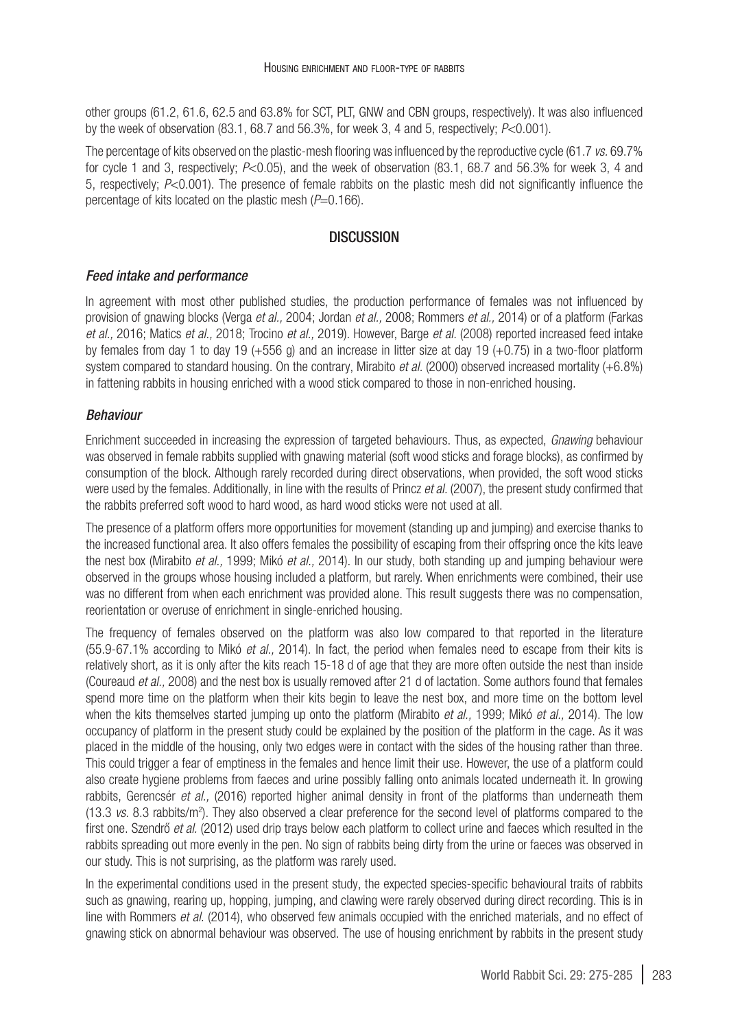other groups (61.2, 61.6, 62.5 and 63.8% for SCT, PLT, GNW and CBN groups, respectively). It was also influenced by the week of observation (83.1, 68.7 and 56.3%, for week 3, 4 and 5, respectively; $P<0.001$).

The percentage of kits observed on the plastic-mesh flooring was influenced by the reproductive cycle (61.7 *vs.* 69.7% for cycle 1 and 3, respectively; $P<0.05$), and the week of observation (83.1, 68.7 and 56.3% for week 3, 4 and 5, respectively; $P<0.001$). The presence of female rabbits on the plastic mesh did not significantly influence the percentage of kits located on the plastic mesh ($P=0.166$).

## DISCUSSION

### *Feed intake and performance*

In agreement with most other published studies, the production performance of females was not influenced by provision of gnawing blocks (Verga *et al.,* 2004; Jordan *et al.,* 2008; Rommers *et al.,* 2014) or of a platform (Farkas *et al.,* 2016; Matics *et al.,* 2018; Trocino *et al.,* 2019). However, Barge *et al.* (2008) reported increased feed intake by females from day 1 to day 19 (+556 g) and an increase in litter size at day 19 (+0.75) in a two-floor platform system compared to standard housing. On the contrary, Mirabito *et al.* (2000) observed increased mortality (+6.8%) in fattening rabbits in housing enriched with a wood stick compared to those in non-enriched housing.

### *Behaviour*

Enrichment succeeded in increasing the expression of targeted behaviours. Thus, as expected, *Gnawing* behaviour was observed in female rabbits supplied with gnawing material (soft wood sticks and forage blocks), as confirmed by consumption of the block. Although rarely recorded during direct observations, when provided, the soft wood sticks were used by the females. Additionally, in line with the results of Princz *et al.* (2007), the present study confirmed that the rabbits preferred soft wood to hard wood, as hard wood sticks were not used at all.

The presence of a platform offers more opportunities for movement (standing up and jumping) and exercise thanks to the increased functional area. It also offers females the possibility of escaping from their offspring once the kits leave the nest box (Mirabito *et al.,* 1999; Mikó *et al.,* 2014). In our study, both standing up and jumping behaviour were observed in the groups whose housing included a platform, but rarely. When enrichments were combined, their use was no different from when each enrichment was provided alone. This result suggests there was no compensation, reorientation or overuse of enrichment in single-enriched housing.

The frequency of females observed on the platform was also low compared to that reported in the literature (55.9-67.1% according to Mikó *et al.,* 2014). In fact, the period when females need to escape from their kits is relatively short, as it is only after the kits reach 15-18 d of age that they are more often outside the nest than inside (Coureaud *et al.,* 2008) and the nest box is usually removed after 21 d of lactation. Some authors found that females spend more time on the platform when their kits begin to leave the nest box, and more time on the bottom level when the kits themselves started jumping up onto the platform (Mirabito *et al.,* 1999; Mikó *et al.,* 2014). The low occupancy of platform in the present study could be explained by the position of the platform in the cage. As it was placed in the middle of the housing, only two edges were in contact with the sides of the housing rather than three. This could trigger a fear of emptiness in the females and hence limit their use. However, the use of a platform could also create hygiene problems from faeces and urine possibly falling onto animals located underneath it. In growing rabbits, Gerencsér *et al.,* (2016) reported higher animal density in front of the platforms than underneath them (13.3 *vs.* 8.3 rabbits/m$^2$). They also observed a clear preference for the second level of platforms compared to the first one. Szendrő *et al.* (2012) used drip trays below each platform to collect urine and faeces which resulted in the rabbits spreading out more evenly in the pen. No sign of rabbits being dirty from the urine or faeces was observed in our study. This is not surprising, as the platform was rarely used.

In the experimental conditions used in the present study, the expected species-specific behavioural traits of rabbits such as gnawing, rearing up, hopping, jumping, and clawing were rarely observed during direct recording. This is in line with Rommers *et al.* (2014), who observed few animals occupied with the enriched materials, and no effect of gnawing stick on abnormal behaviour was observed. The use of housing enrichment by rabbits in the present study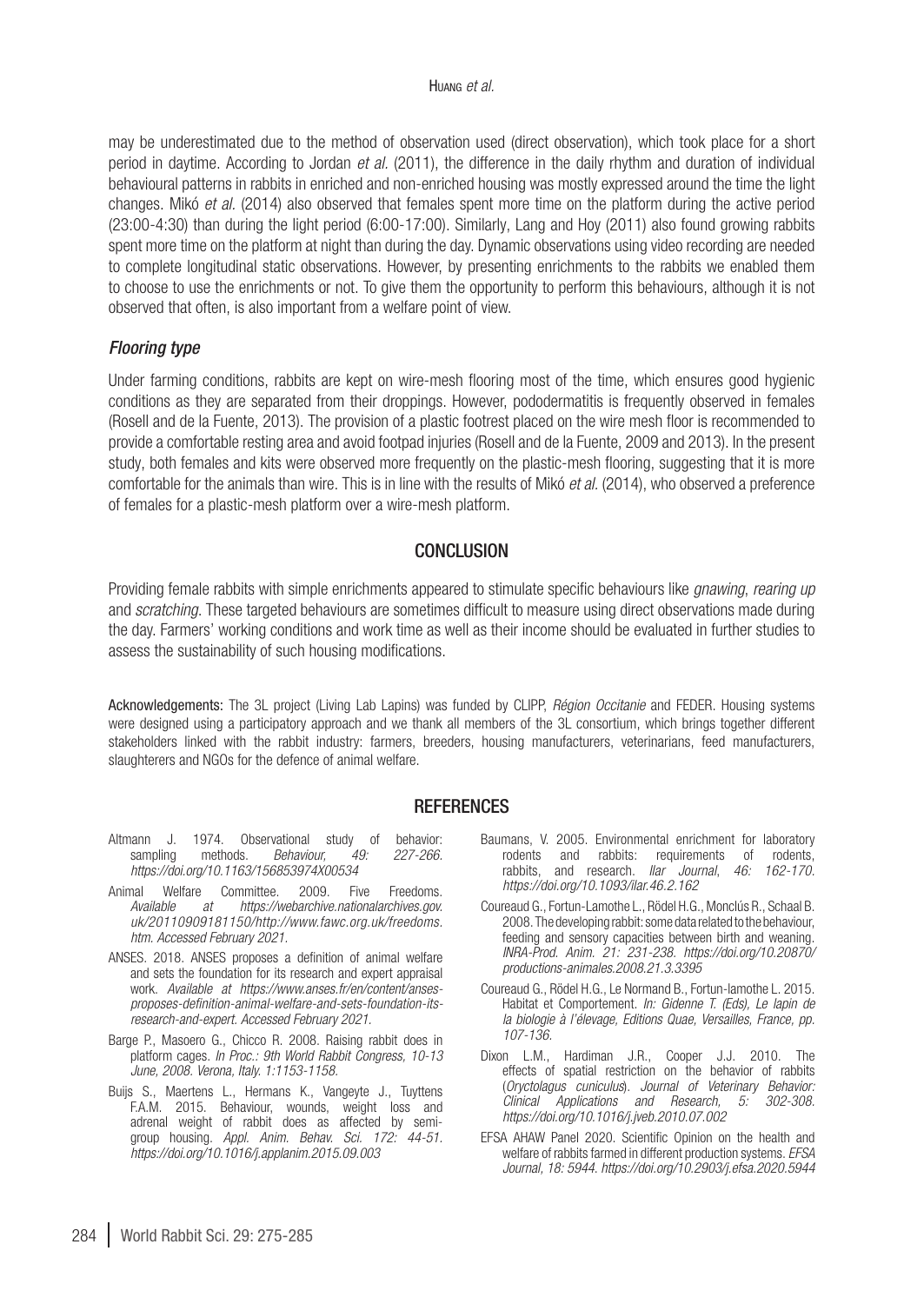may be underestimated due to the method of observation used (direct observation), which took place for a short period in daytime. According to Jordan *et al.* (2011), the difference in the daily rhythm and duration of individual behavioural patterns in rabbits in enriched and non-enriched housing was mostly expressed around the time the light changes. Mikó *et al.* (2014) also observed that females spent more time on the platform during the active period (23:00-4:30) than during the light period (6:00-17:00). Similarly, Lang and Hoy (2011) also found growing rabbits spent more time on the platform at night than during the day. Dynamic observations using video recording are needed to complete longitudinal static observations. However, by presenting enrichments to the rabbits we enabled them to choose to use the enrichments or not. To give them the opportunity to perform this behaviours, although it is not observed that often, is also important from a welfare point of view.

### *Flooring type*

Under farming conditions, rabbits are kept on wire-mesh flooring most of the time, which ensures good hygienic conditions as they are separated from their droppings. However, pododermatitis is frequently observed in females (Rosell and de la Fuente, 2013). The provision of a plastic footrest placed on the wire mesh floor is recommended to provide a comfortable resting area and avoid footpad injuries (Rosell and de la Fuente, 2009 and 2013). In the present study, both females and kits were observed more frequently on the plastic-mesh flooring, suggesting that it is more comfortable for the animals than wire. This is in line with the results of Mikó *et al.* (2014), who observed a preference of females for a plastic-mesh platform over a wire-mesh platform.

## CONCLUSION

Providing female rabbits with simple enrichments appeared to stimulate specific behaviours like *gnawing*, *rearing up* and *scratching*. These targeted behaviours are sometimes difficult to measure using direct observations made during the day. Farmers' working conditions and work time as well as their income should be evaluated in further studies to assess the sustainability of such housing modifications.

**Acknowledgements:** The 3L project (Living Lab Lapins) was funded by CLIPP, *Région Occitanie* and FEDER. Housing systems were designed using a participatory approach and we thank all members of the 3L consortium, which brings together different stakeholders linked with the rabbit industry: farmers, breeders, housing manufacturers, veterinarians, feed manufacturers, slaughterers and NGOs for the defence of animal welfare.

## REFERENCES

Altmann J. 1974. Observational study of behavior: sampling methods. *Behaviour, 49: 227-266. https://doi.org/10.1163/156853974X00534*

Animal Welfare Committee. 2009. Five Freedoms. *Available at https://webarchive.nationalarchives.gov.uk/20110909181150/http://www.fawc.org.uk/freedoms.htm. Accessed February 2021.*

ANSES. 2018. ANSES proposes a definition of animal welfare and sets the foundation for its research and expert appraisal work. *Available at https://www.anses.fr/en/content/anses-proposes-definition-animal-welfare-and-sets-foundation-its-research-and-expert. Accessed February 2021.*

Barge P., Masoero G., Chicco R. 2008. Raising rabbit does in platform cages. *In Proc.: 9th World Rabbit Congress, 10-13 June, 2008. Verona, Italy. 1:1153-1158.*

Buijs S., Maertens L., Hermans K., Vangeyte J., Tuyttens F.A.M. 2015. Behaviour, wounds, weight loss and adrenal weight of rabbit does as affected by semi-group housing. *Appl. Anim. Behav. Sci. 172: 44-51. https://doi.org/10.1016/j.applanim.2015.09.003*

Baumans, V. 2005. Environmental enrichment for laboratory rodents and rabbits: requirements of rodents, rabbits, and research. *Ilar Journal, 46: 162-170. https://doi.org/10.1093/ilar.46.2.162*

Coureaud G., Fortun-Lamothe L., Rödel H.G., Monclús R., Schaal B. 2008. The developing rabbit: some data related to the behaviour, feeding and sensory capacities between birth and weaning. *INRA-Prod. Anim. 21: 231-238. https://doi.org/10.20870/productions-animales.2008.21.3.3395*

Coureaud G., Rödel H.G., Le Normand B., Fortun-lamothe L. 2015. Habitat et Comportement. *In: Gidenne T. (Eds), Le lapin de la biologie à l'élevage, Editions Quae, Versailles, France, pp. 107-136.*

Dixon L.M., Hardiman J.R., Cooper J.J. 2010. The effects of spatial restriction on the behavior of rabbits (*Oryctolagus cuniculus*). *Journal of Veterinary Behavior: Clinical Applications and Research, 5: 302-308. https://doi.org/10.1016/j.jveb.2010.07.002*

EFSA AHAW Panel 2020. Scientific Opinion on the health and welfare of rabbits farmed in different production systems. *EFSA Journal, 18: 5944. https://doi.org/10.2903/j.efsa.2020.5944*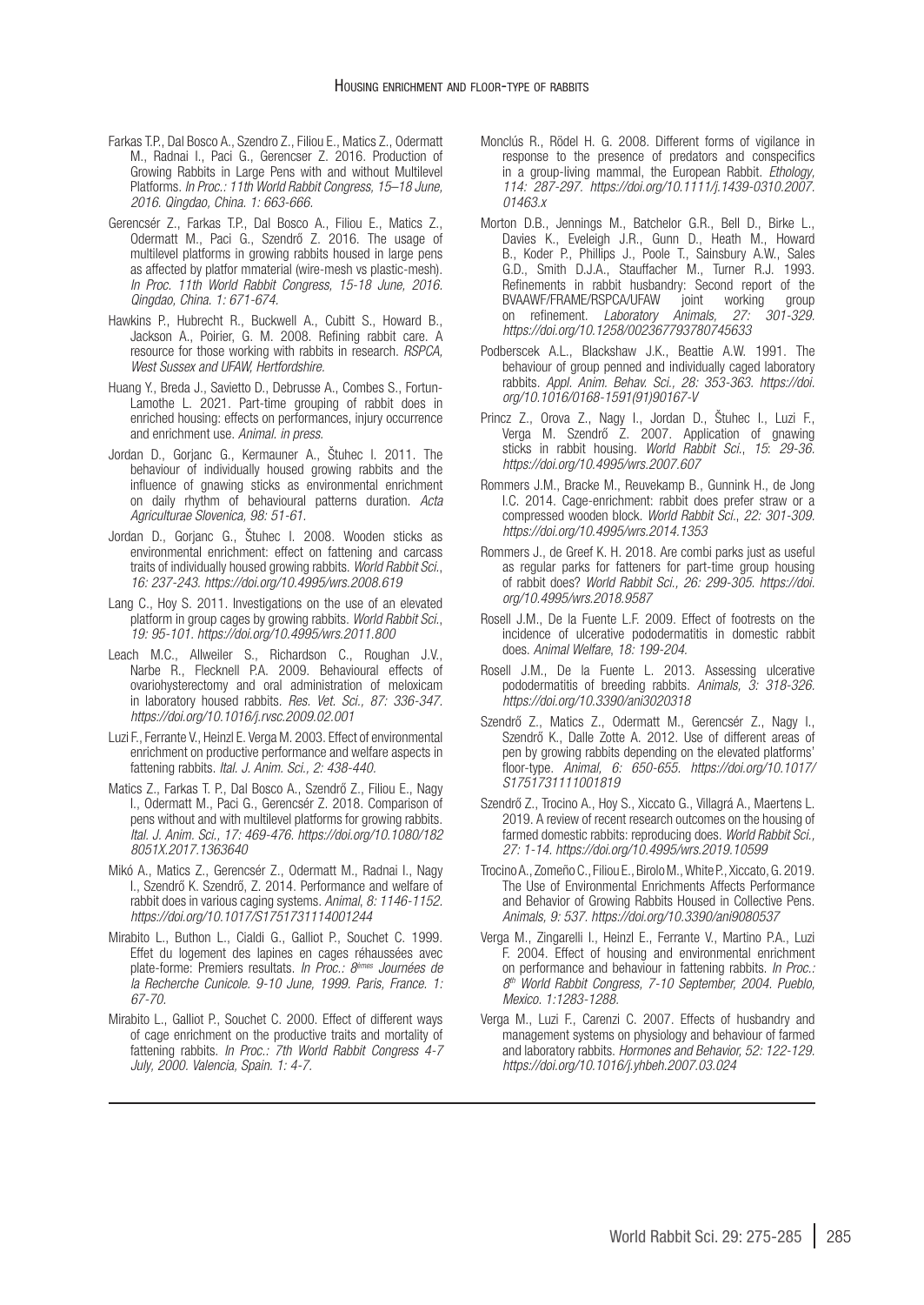Farkas T.P., Dal Bosco A., Szendro Z., Filiou E., Matics Z., Odermatt M., Radnai I., Paci G., Gerencser Z. 2016. Production of Growing Rabbits in Large Pens with and without Multilevel Platforms. *In Proc.: 11th World Rabbit Congress, 15–18 June, 2016. Qingdao, China. 1: 663-666.*

Gerencsér Z., Farkas T.P., Dal Bosco A., Filiou E., Matics Z., Odermatt M., Paci G., Szendrő Z. 2016. The usage of multilevel platforms in growing rabbits housed in large pens as affected by platfor mmaterial (wire-mesh vs plastic-mesh). *In Proc. 11th World Rabbit Congress, 15-18 June, 2016. Qingdao, China. 1: 671-674.*

Hawkins P., Hubrecht R., Buckwell A., Cubitt S., Howard B., Jackson A., Poirier, G. M. 2008. Refining rabbit care. A resource for those working with rabbits in research. *RSPCA, West Sussex and UFAW, Hertfordshire.*

Huang Y., Breda J., Savietto D., Debrusse A., Combes S., Fortun-Lamothe L. 2021. Part-time grouping of rabbit does in enriched housing: effects on performances, injury occurrence and enrichment use. *Animal. in press.*

Jordan D., Gorjanc G., Kermauner A., Štuhec I. 2011. The behaviour of individually housed growing rabbits and the influence of gnawing sticks as environmental enrichment on daily rhythm of behavioural patterns duration. *Acta Agriculturae Slovenica, 98: 51-61.*

Jordan D., Gorjanc G., Štuhec I. 2008. Wooden sticks as environmental enrichment: effect on fattening and carcass traits of individually housed growing rabbits. *World Rabbit Sci., 16: 237-243. https://doi.org/10.4995/wrs.2008.619*

Lang C., Hoy S. 2011. Investigations on the use of an elevated platform in group cages by growing rabbits. *World Rabbit Sci., 19: 95-101. https://doi.org/10.4995/wrs.2011.800*

Leach M.C., Allweiler S., Richardson C., Roughan J.V., Narbe R., Flecknell P.A. 2009. Behavioural effects of ovariohysterectomy and oral administration of meloxicam in laboratory housed rabbits. *Res. Vet. Sci., 87: 336-347. https://doi.org/10.1016/j.rvsc.2009.02.001*

Luzi F., Ferrante V., Heinzl E. Verga M. 2003. Effect of environmental enrichment on productive performance and welfare aspects in fattening rabbits. *Ital. J. Anim. Sci., 2: 438-440.*

Matics Z., Farkas T. P., Dal Bosco A., Szendrő Z., Filiou E., Nagy I., Odermatt M., Paci G., Gerencsér Z. 2018. Comparison of pens without and with multilevel platforms for growing rabbits. *Ital. J. Anim. Sci., 17: 469-476. https://doi.org/10.1080/1828051X.2017.1363640*

Mikó A., Matics Z., Gerencsér Z., Odermatt M., Radnai I., Nagy I., Szendrő K. Szendrő, Z. 2014. Performance and welfare of rabbit does in various caging systems. *Animal, 8: 1146-1152. https://doi.org/10.1017/S1751731114001244*

Mirabito L., Buthon L., Cialdi G., Galliot P., Souchet C. 1999. Effet du logement des lapines en cages réhaussées avec plate-forme: Premiers resultats. *In Proc.: 8èmes Journées de la Recherche Cunicole. 9-10 June, 1999. Paris, France. 1: 67-70.*

Mirabito L., Galliot P., Souchet C. 2000. Effect of different ways of cage enrichment on the productive traits and mortality of fattening rabbits. *In Proc.: 7th World Rabbit Congress 4-7 July, 2000. Valencia, Spain. 1: 4-7.*

Monclús R., Rödel H. G. 2008. Different forms of vigilance in response to the presence of predators and conspecifics in a group-living mammal, the European Rabbit. *Ethology, 114: 287-297. https://doi.org/10.1111/j.1439-0310.2007.01463.x*

Morton D.B., Jennings M., Batchelor G.R., Bell D., Birke L., Davies K., Eveleigh J.R., Gunn D., Heath M., Howard B., Koder P., Phillips J., Poole T., Sainsbury A.W., Sales G.D., Smith D.J.A., Stauffacher M., Turner R.J. 1993. Refinements in rabbit husbandry: Second report of the BVAAWF/FRAME/RSPCA/UFAW joint working group on refinement. *Laboratory Animals, 27: 301-329. https://doi.org/10.1258/002367793780745633*

Podberscek A.L., Blackshaw J.K., Beattie A.W. 1991. The behaviour of group penned and individually caged laboratory rabbits. *Appl. Anim. Behav. Sci., 28: 353-363. https://doi.org/10.1016/0168-1591(91)90167-V*

Princz Z., Orova Z., Nagy I., Jordan D., Štuhec I., Luzi F., Verga M. Szendrő Z. 2007. Application of gnawing sticks in rabbit housing. *World Rabbit Sci., 15: 29-36. https://doi.org/10.4995/wrs.2007.607*

Rommers J.M., Bracke M., Reuvekamp B., Gunnink H., de Jong I.C. 2014. Cage-enrichment: rabbit does prefer straw or a compressed wooden block. *World Rabbit Sci., 22: 301-309. https://doi.org/10.4995/wrs.2014.1353*

Rommers J., de Greef K. H. 2018. Are combi parks just as useful as regular parks for fatteners for part-time group housing of rabbit does? *World Rabbit Sci., 26: 299-305. https://doi.org/10.4995/wrs.2018.9587*

Rosell J.M., De la Fuente L.F. 2009. Effect of footrests on the incidence of ulcerative pododermatitis in domestic rabbit does. *Animal Welfare, 18: 199-204.*

Rosell J.M., De la Fuente L. 2013. Assessing ulcerative pododermatitis of breeding rabbits. *Animals, 3: 318-326. https://doi.org/10.3390/ani3020318*

Szendrő Z., Matics Z., Odermatt M., Gerencsér Z., Nagy I., Szendrő K., Dalle Zotte A. 2012. Use of different areas of pen by growing rabbits depending on the elevated platforms' floor-type. *Animal, 6: 650-655. https://doi.org/10.1017/S1751731111001819*

Szendrő Z., Trocino A., Hoy S., Xiccato G., Villagrá A., Maertens L. 2019. A review of recent research outcomes on the housing of farmed domestic rabbits: reproducing does. *World Rabbit Sci., 27: 1-14. https://doi.org/10.4995/wrs.2019.10599*

Trocino A., Zomeño C., Filiou E., Birolo M., White P., Xiccato, G. 2019. The Use of Environmental Enrichments Affects Performance and Behavior of Growing Rabbits Housed in Collective Pens. *Animals, 9: 537. https://doi.org/10.3390/ani9080537*

Verga M., Zingarelli I., Heinzl E., Ferrante V., Martino P.A., Luzi F. 2004. Effect of housing and environmental enrichment on performance and behaviour in fattening rabbits. *In Proc.: 8th World Rabbit Congress, 7-10 September, 2004. Pueblo, Mexico. 1:1283-1288.*

Verga M., Luzi F., Carenzi C. 2007. Effects of husbandry and management systems on physiology and behaviour of farmed and laboratory rabbits. *Hormones and Behavior, 52: 122-129. https://doi.org/10.1016/j.yhbeh.2007.03.024*